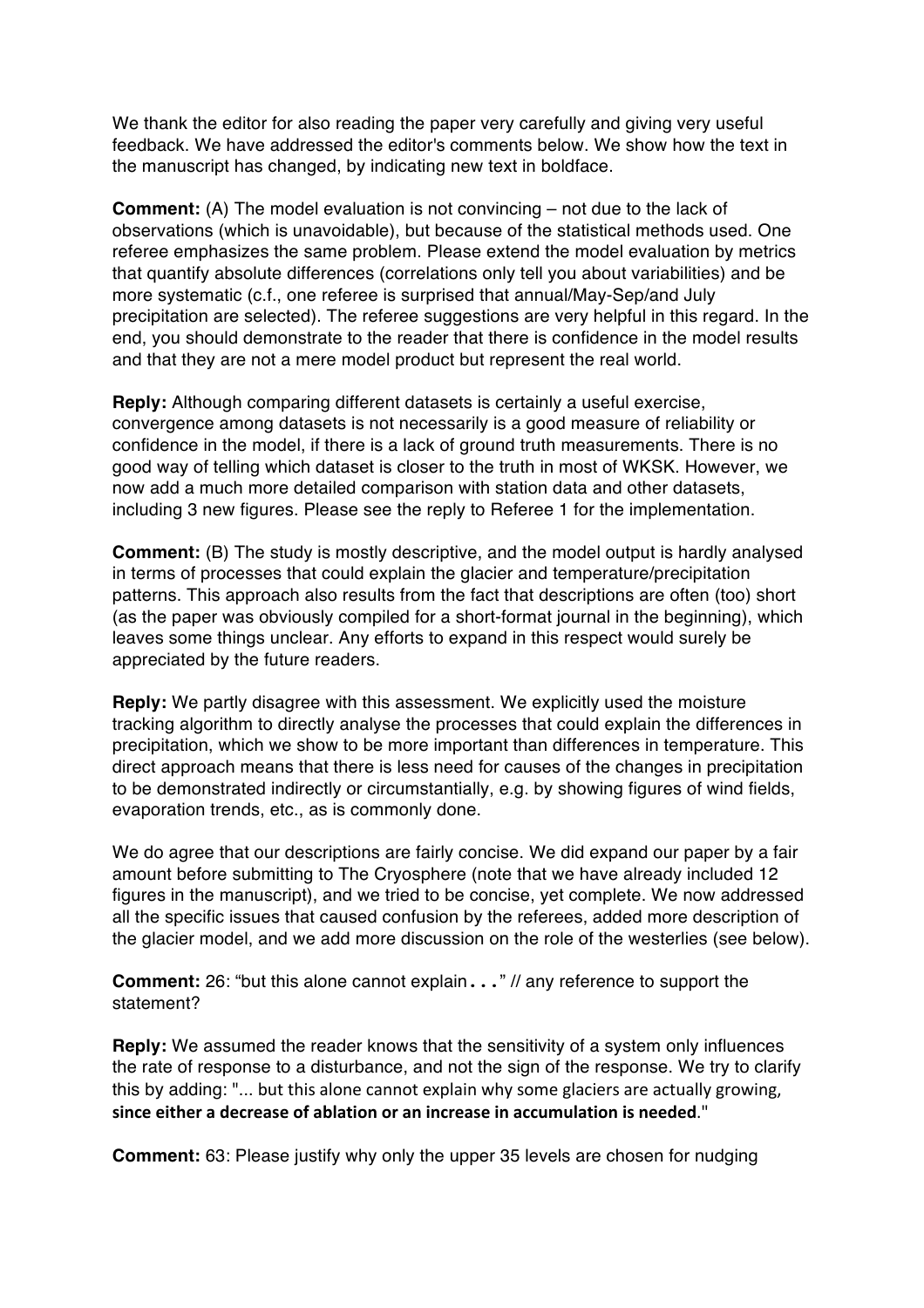We thank the editor for also reading the paper very carefully and giving very useful feedback. We have addressed the editor's comments below. We show how the text in the manuscript has changed, by indicating new text in boldface.

**Comment:** (A) The model evaluation is not convincing – not due to the lack of observations (which is unavoidable), but because of the statistical methods used. One referee emphasizes the same problem. Please extend the model evaluation by metrics that quantify absolute differences (correlations only tell you about variabilities) and be more systematic (c.f., one referee is surprised that annual/May-Sep/and July precipitation are selected). The referee suggestions are very helpful in this regard. In the end, you should demonstrate to the reader that there is confidence in the model results and that they are not a mere model product but represent the real world.

**Reply:** Although comparing different datasets is certainly a useful exercise, convergence among datasets is not necessarily is a good measure of reliability or confidence in the model, if there is a lack of ground truth measurements. There is no good way of telling which dataset is closer to the truth in most of WKSK. However, we now add a much more detailed comparison with station data and other datasets, including 3 new figures. Please see the reply to Referee 1 for the implementation.

**Comment:** (B) The study is mostly descriptive, and the model output is hardly analysed in terms of processes that could explain the glacier and temperature/precipitation patterns. This approach also results from the fact that descriptions are often (too) short (as the paper was obviously compiled for a short-format journal in the beginning), which leaves some things unclear. Any efforts to expand in this respect would surely be appreciated by the future readers.

**Reply:** We partly disagree with this assessment. We explicitly used the moisture tracking algorithm to directly analyse the processes that could explain the differences in precipitation, which we show to be more important than differences in temperature. This direct approach means that there is less need for causes of the changes in precipitation to be demonstrated indirectly or circumstantially, e.g. by showing figures of wind fields, evaporation trends, etc., as is commonly done.

We do agree that our descriptions are fairly concise. We did expand our paper by a fair amount before submitting to The Cryosphere (note that we have already included 12 figures in the manuscript), and we tried to be concise, yet complete. We now addressed all the specific issues that caused confusion by the referees, added more description of the glacier model, and we add more discussion on the role of the westerlies (see below).

**Comment:** 26: "but this alone cannot explain..." // any reference to support the statement?

**Reply:** We assumed the reader knows that the sensitivity of a system only influences the rate of response to a disturbance, and not the sign of the response. We try to clarify this by adding: "... but this alone cannot explain why some glaciers are actually growing, **since either a decrease of ablation or an increase in accumulation is needed**."

**Comment:** 63: Please justify why only the upper 35 levels are chosen for nudging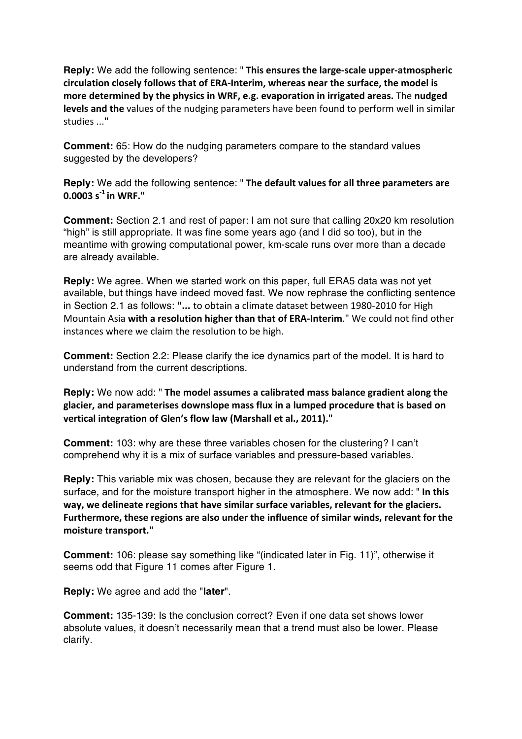**Reply:** We add the following sentence: " **This ensures the large-scale upper-atmospheric circulation closely follows that of ERA-Interim, whereas near the surface, the model is more determined by the physics in WRF, e.g. evaporation in irrigated areas.** The **nudged levels and the** values of the nudging parameters have been found to perform well in similar studies ..."

**Comment:** 65: How do the nudging parameters compare to the standard values suggested by the developers?

**Reply:** We add the following sentence: " **The default values for all three parameters are 0.0003 $s^{-1}$ in WRF."**

**Comment:** Section 2.1 and rest of paper: I am not sure that calling 20x20 km resolution "high" is still appropriate. It was fine some years ago (and I did so too), but in the meantime with growing computational power, km-scale runs over more than a decade are already available.

**Reply:** We agree. When we started work on this paper, full ERA5 data was not yet available, but things have indeed moved fast. We now rephrase the conflicting sentence in Section 2.1 as follows: **"...** to obtain a climate dataset between 1980-2010 for High Mountain Asia **with a resolution higher than that of ERA-Interim**." We could not find other instances where we claim the resolution to be high.

**Comment:** Section 2.2: Please clarify the ice dynamics part of the model. It is hard to understand from the current descriptions.

**Reply:** We now add: " **The model assumes a calibrated mass balance gradient along the glacier, and parameterises downslope mass flux in a lumped procedure that is based on vertical integration of Glen's flow law (Marshall et al., 2011)."**

**Comment:** 103: why are these three variables chosen for the clustering? I can't comprehend why it is a mix of surface variables and pressure-based variables.

**Reply:** This variable mix was chosen, because they are relevant for the glaciers on the surface, and for the moisture transport higher in the atmosphere. We now add: " **In this way, we delineate regions that have similar surface variables, relevant for the glaciers. Furthermore, these regions are also under the influence of similar winds, relevant for the moisture transport."**

**Comment:** 106: please say something like "(indicated later in Fig. 11)", otherwise it seems odd that Figure 11 comes after Figure 1.

**Reply:** We agree and add the "**later**".

**Comment:** 135-139: Is the conclusion correct? Even if one data set shows lower absolute values, it doesn't necessarily mean that a trend must also be lower. Please clarify.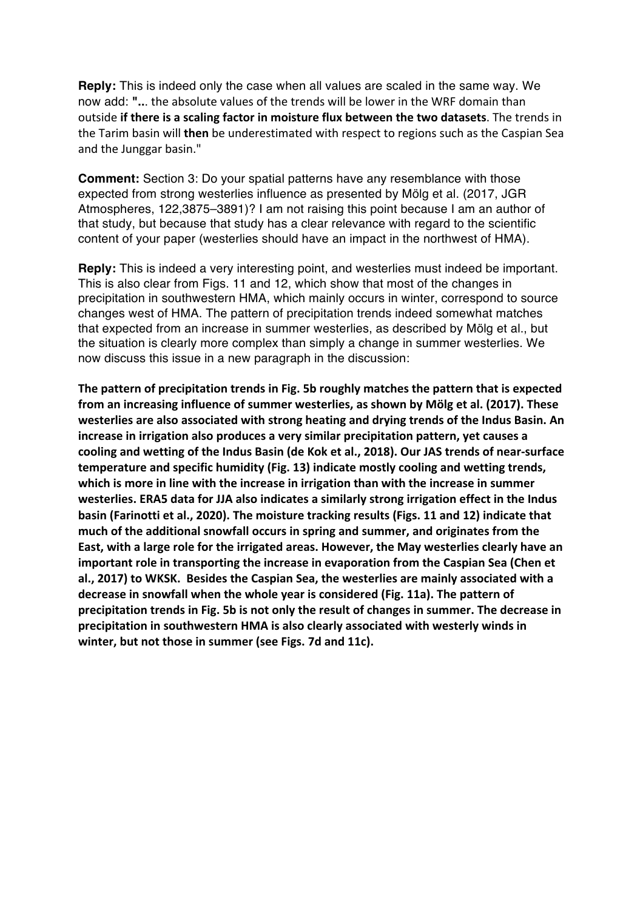**Reply:** This is indeed only the case when all values are scaled in the same way. We now add: **"..**. the absolute values of the trends will be lower in the WRF domain than outside **if there is a scaling factor in moisture flux between the two datasets**. The trends in the Tarim basin will **then** be underestimated with respect to regions such as the Caspian Sea and the Junggar basin."

**Comment:** Section 3: Do your spatial patterns have any resemblance with those expected from strong westerlies influence as presented by Mölg et al. (2017, JGR Atmospheres, 122,3875–3891)? I am not raising this point because I am an author of that study, but because that study has a clear relevance with regard to the scientific content of your paper (westerlies should have an impact in the northwest of HMA).

**Reply:** This is indeed a very interesting point, and westerlies must indeed be important. This is also clear from Figs. 11 and 12, which show that most of the changes in precipitation in southwestern HMA, which mainly occurs in winter, correspond to source changes west of HMA. The pattern of precipitation trends indeed somewhat matches that expected from an increase in summer westerlies, as described by Mölg et al., but the situation is clearly more complex than simply a change in summer westerlies. We now discuss this issue in a new paragraph in the discussion:

**The pattern of precipitation trends in Fig. 5b roughly matches the pattern that is expected from an increasing influence of summer westerlies, as shown by Mölg et al. (2017). These westerlies are also associated with strong heating and drying trends of the Indus Basin. An increase in irrigation also produces a very similar precipitation pattern, yet causes a cooling and wetting of the Indus Basin (de Kok et al., 2018). Our JAS trends of near-surface temperature and specific humidity (Fig. 13) indicate mostly cooling and wetting trends, which is more in line with the increase in irrigation than with the increase in summer westerlies. ERA5 data for JJA also indicates a similarly strong irrigation effect in the Indus basin (Farinotti et al., 2020). The moisture tracking results (Figs. 11 and 12) indicate that much of the additional snowfall occurs in spring and summer, and originates from the East, with a large role for the irrigated areas. However, the May westerlies clearly have an important role in transporting the increase in evaporation from the Caspian Sea (Chen et al., 2017) to WKSK. Besides the Caspian Sea, the westerlies are mainly associated with a decrease in snowfall when the whole year is considered (Fig. 11a). The pattern of precipitation trends in Fig. 5b is not only the result of changes in summer. The decrease in precipitation in southwestern HMA is also clearly associated with westerly winds in winter, but not those in summer (see Figs. 7d and 11c).**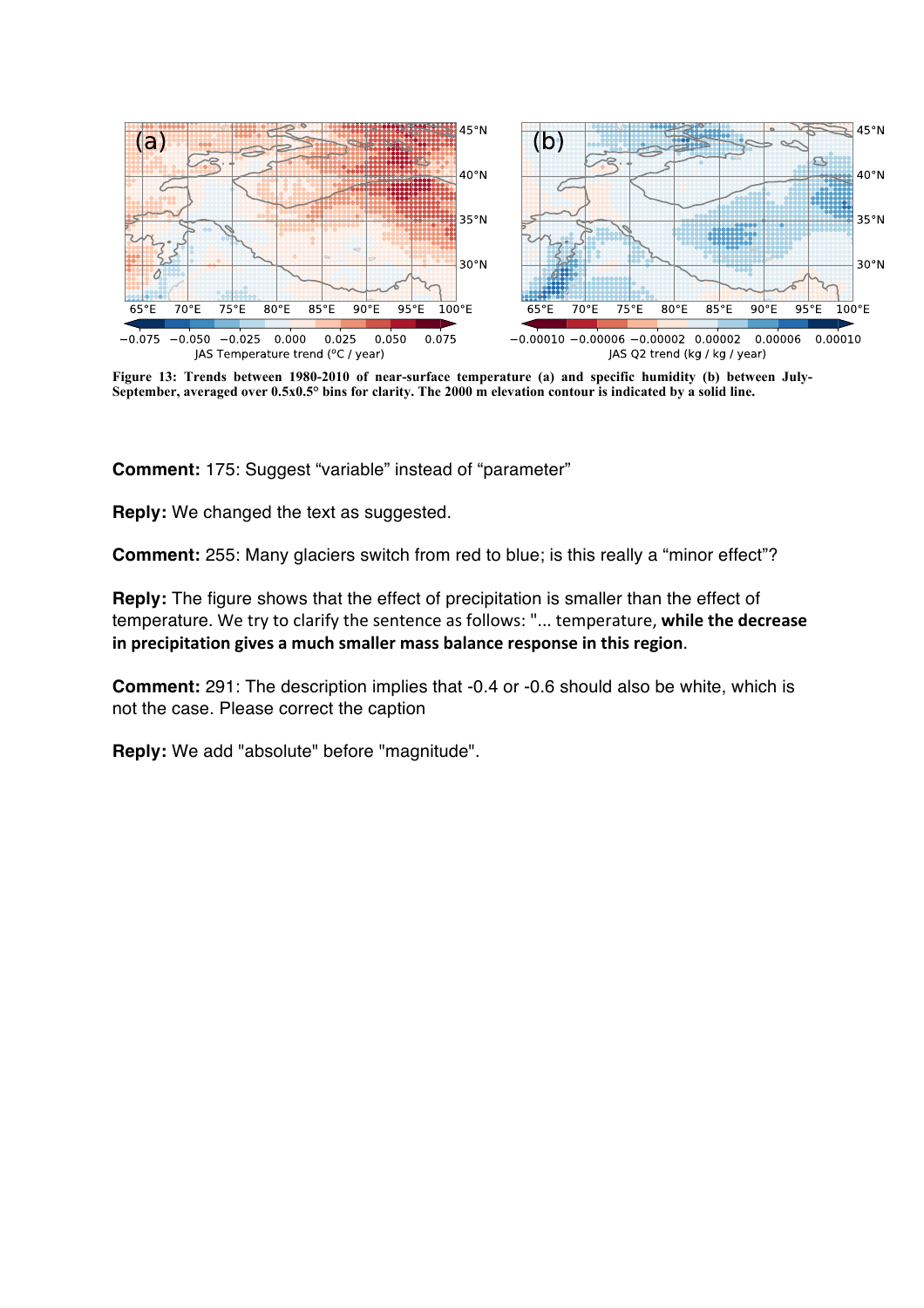(a)

45°N
40°N
35°N
30°N

65°E 70°E 75°E 80°E 85°E 90°E 95°E 100°E

−0.075 −0.050 −0.025 0.000 0.025 0.050 0.075

JAS Temperature trend (ºC / year)

(b)

45°N
40°N
35°N
30°N

65°E 70°E 75°E 80°E 85°E 90°E 95°E 100°E

−0.00010 −0.00006 −0.00002 0.00002 0.00006 0.00010

JAS Q2 trend (kg / kg / year)

**Figure 13: Trends between 1980-2010 of near-surface temperature (a) and specific humidity (b) between July-September, averaged over 0.5x0.5° bins for clarity. The 2000 m elevation contour is indicated by a solid line.**

**Comment:** 175: Suggest “variable” instead of “parameter”

**Reply:** We changed the text as suggested.

**Comment:** 255: Many glaciers switch from red to blue; is this really a “minor effect”?

**Reply:** The figure shows that the effect of precipitation is smaller than the effect of temperature. We try to clarify the sentence as follows: "... temperature, **while the decrease in precipitation gives a much smaller mass balance response in this region**.

**Comment:** 291: The description implies that -0.4 or -0.6 should also be white, which is not the case. Please correct the caption

**Reply:** We add "absolute" before "magnitude".